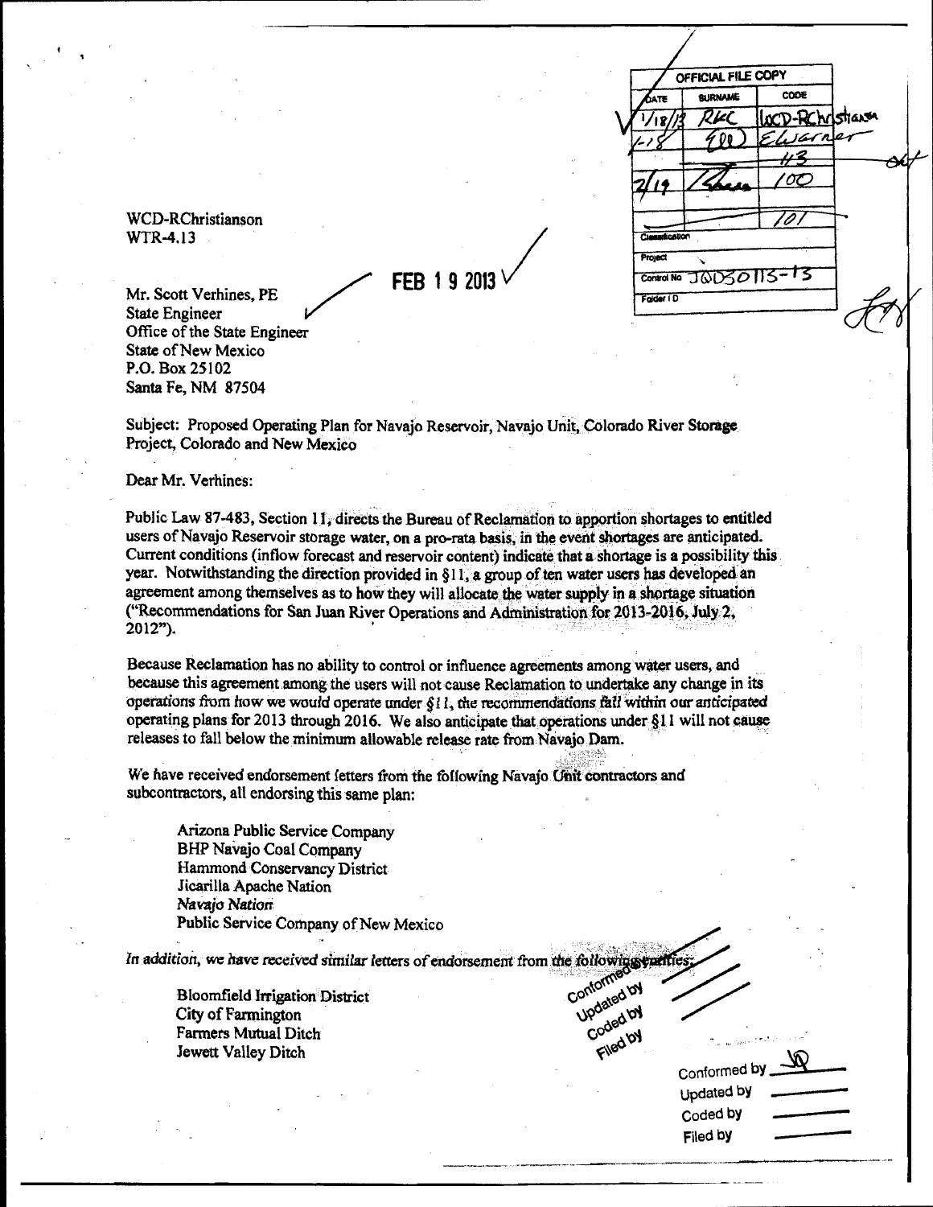| OFFICIAL FILE COPY | | |
|---|---|---|
| DATE | SURNAME | CODE |
| 1/18/13 | RLC | WCD-RChristianson |
| 1-18 | | EWarner |
| | | 43 |
| 2/19 | | 100 |
| | | 101 |
| Classification | | |
| Project | | |
| Control No | J0030115-13 | |
| Folder I D | | |

WCD-RChristianson
WTR-4.13

FEB 19 2013

Mr. Scott Verhines, PE
State Engineer
Office of the State Engineer
State of New Mexico
P.O. Box 25102
Santa Fe, NM 87504

Subject: Proposed Operating Plan for Navajo Reservoir, Navajo Unit, Colorado River Storage Project, Colorado and New Mexico

Dear Mr. Verhines:

Public Law 87-483, Section 11, directs the Bureau of Reclamation to apportion shortages to entitled users of Navajo Reservoir storage water, on a pro-rata basis, in the event shortages are anticipated. Current conditions (inflow forecast and reservoir content) indicate that a shortage is a possibility this year. Notwithstanding the direction provided in §11, a group of ten water users has developed an agreement among themselves as to how they will allocate the water supply in a shortage situation ("Recommendations for San Juan River Operations and Administration for 2013-2016, July 2, 2012").

Because Reclamation has no ability to control or influence agreements among water users, and because this agreement among the users will not cause Reclamation to undertake any change in its operations from how we would operate under §11, the recommendations fall within our anticipated operating plans for 2013 through 2016. We also anticipate that operations under §11 will not cause releases to fall below the minimum allowable release rate from Navajo Dam.

We have received endorsement letters from the following Navajo Unit contractors and subcontractors, all endorsing this same plan:

Arizona Public Service Company
BHP Navajo Coal Company
Hammond Conservancy District
Jicarilla Apache Nation
Navajo Nation
Public Service Company of New Mexico

In addition, we have received similar letters of endorsement from the following parties:

Bloomfield Irrigation District
City of Farmington
Farmers Mutual Ditch
Jewett Valley Ditch

Conformed by
Updated by
Coded by
Filed by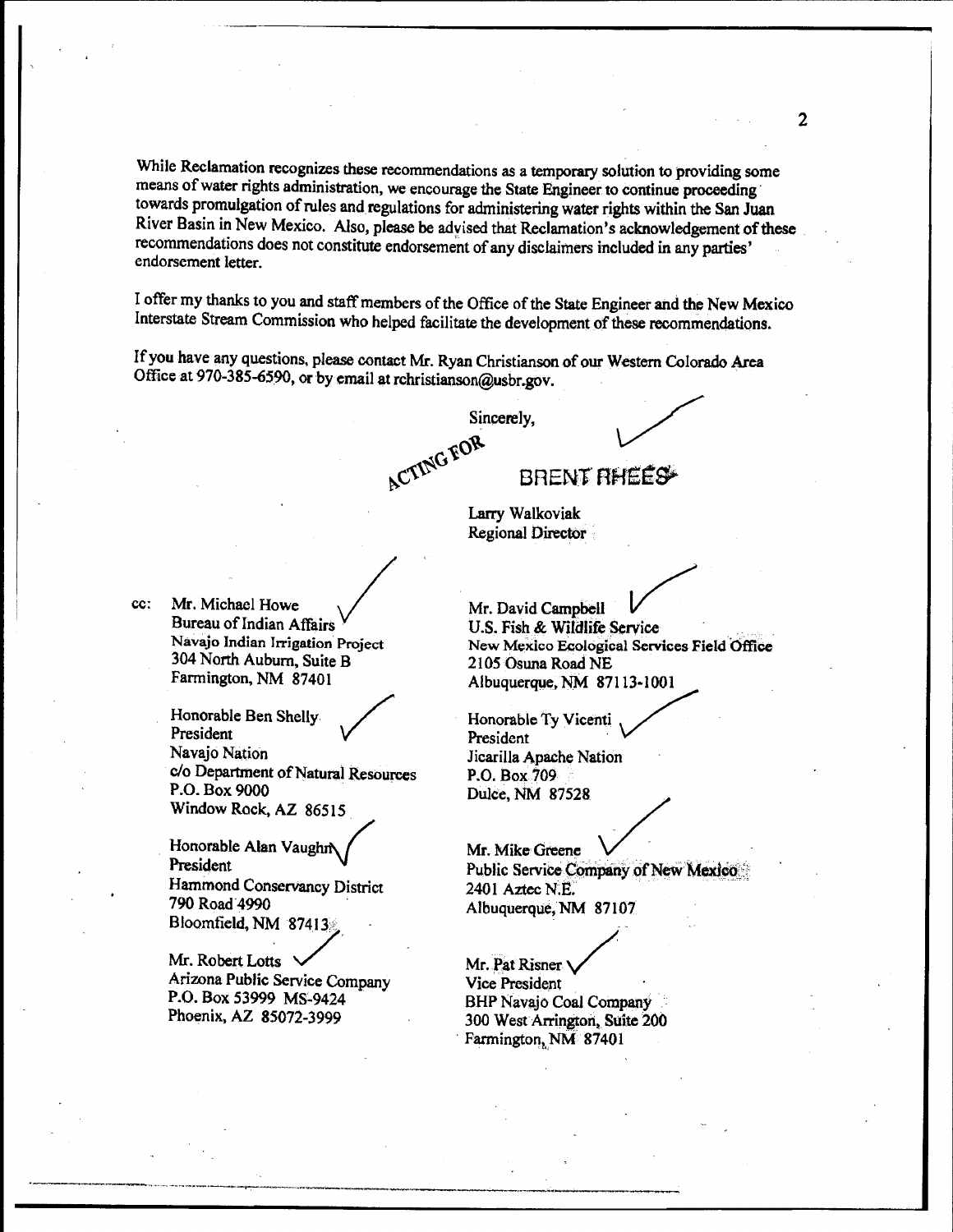While Reclamation recognizes these recommendations as a temporary solution to providing some means of water rights administration, we encourage the State Engineer to continue proceeding towards promulgation of rules and regulations for administering water rights within the San Juan River Basin in New Mexico. Also, please be advised that Reclamation's acknowledgement of these recommendations does not constitute endorsement of any disclaimers included in any parties' endorsement letter.

I offer my thanks to you and staff members of the Office of the State Engineer and the New Mexico Interstate Stream Commission who helped facilitate the development of these recommendations.

If you have any questions, please contact Mr. Ryan Christianson of our Western Colorado Area Office at 970-385-6590, or by email at rchristianson@usbr.gov.

Sincerely,

ACTING FOR

BRENT RHEES

Larry Walkoviak
Regional Director

cc:

Mr. Michael Howe
Bureau of Indian Affairs
Navajo Indian Irrigation Project
304 North Auburn, Suite B
Farmington, NM 87401

Honorable Ben Shelly
President
Navajo Nation
c/o Department of Natural Resources
P.O. Box 9000
Window Rock, AZ 86515

Honorable Alan Vaughn
President
Hammond Conservancy District
790 Road 4990
Bloomfield, NM 87413

Mr. Robert Lotts
Arizona Public Service Company
P.O. Box 53999 MS-9424
Phoenix, AZ 85072-3999

Mr. David Campbell
U.S. Fish & Wildlife Service
New Mexico Ecological Services Field Office
2105 Osuna Road NE
Albuquerque, NM 87113-1001

Honorable Ty Vicenti
President
Jicarilla Apache Nation
P.O. Box 709
Dulce, NM 87528

Mr. Mike Greene
Public Service Company of New Mexico
2401 Aztec N.E.
Albuquerque, NM 87107

Mr. Pat Risner
Vice President
BHP Navajo Coal Company
300 West Arrington, Suite 200
Farmington, NM 87401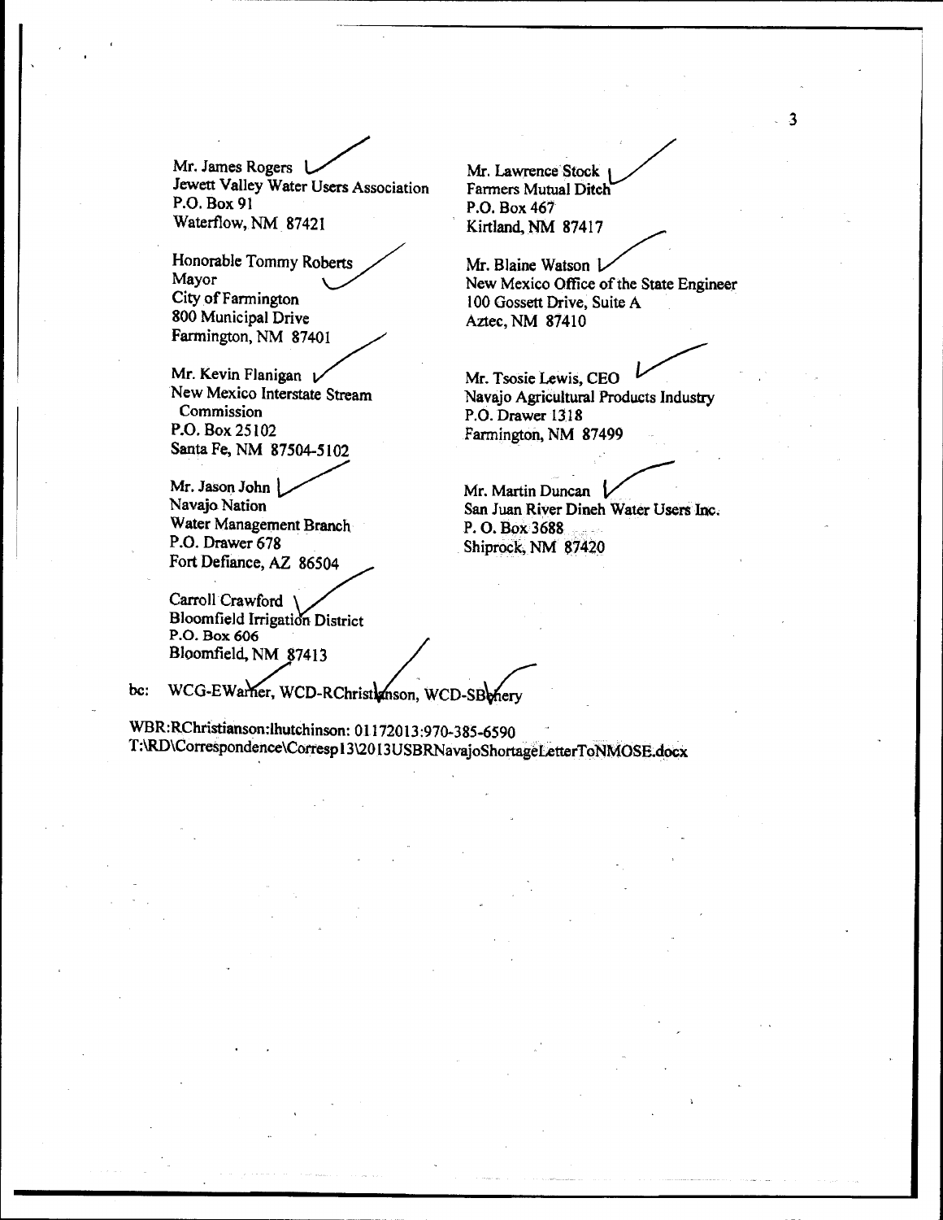Mr. James Rogers
Jewett Valley Water Users Association
P.O. Box 91
Waterflow, NM 87421

Honorable Tommy Roberts
Mayor
City of Farmington
800 Municipal Drive
Farmington, NM 87401

Mr. Kevin Flanigan
New Mexico Interstate Stream Commission
P.O. Box 25102
Santa Fe, NM 87504-5102

Mr. Jason John
Navajo Nation
Water Management Branch
P.O. Drawer 678
Fort Defiance, AZ 86504

Carroll Crawford
Bloomfield Irrigation District
P.O. Box 606
Bloomfield, NM 87413

Mr. Lawrence Stock
Farmers Mutual Ditch
P.O. Box 467
Kirtland, NM 87417

Mr. Blaine Watson
New Mexico Office of the State Engineer
100 Gossett Drive, Suite A
Aztec, NM 87410

Mr. Tsosie Lewis, CEO
Navajo Agricultural Products Industry
P.O. Drawer 1318
Farmington, NM 87499

Mr. Martin Duncan
San Juan River Dineh Water Users Inc.
P. O. Box 3688
Shiprock, NM 87420

bc: WCG-EWarner, WCD-RChristianson, WCD-SBehery

WBR:RChristianson:lhutchinson: 01172013:970-385-6590
T:\RD\Correspondence\Corresp13\2013USBRNavajoShortageLetterToNMOSE.docx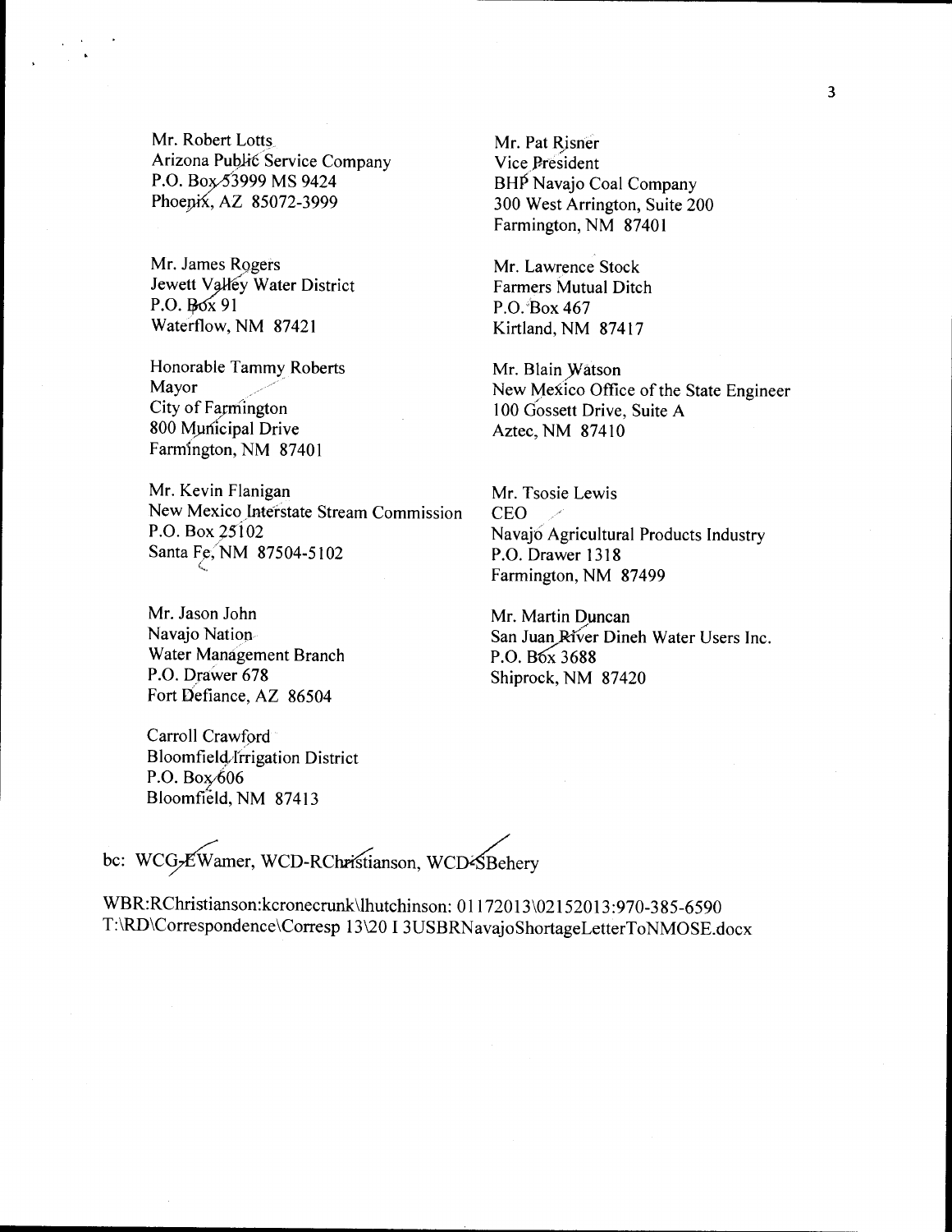Mr. Robert Lotts
Arizona Public Service Company
P.O. Box 53999 MS 9424
Phoenix, AZ 85072-3999

Mr. James Rogers
Jewett Valley Water District
P.O. Box 91
Waterflow, NM 87421

Honorable Tammy Roberts
Mayor
City of Farmington
800 Municipal Drive
Farmington, NM 87401

Mr. Kevin Flanigan
New Mexico Interstate Stream Commission
P.O. Box 25102
Santa Fe, NM 87504-5102

Mr. Jason John
Navajo Nation
Water Management Branch
P.O. Drawer 678
Fort Defiance, AZ 86504

Carroll Crawford
Bloomfield Irrigation District
P.O. Box 606
Bloomfield, NM 87413

Mr. Pat Risner
Vice President
BHP Navajo Coal Company
300 West Arrington, Suite 200
Farmington, NM 87401

Mr. Lawrence Stock
Farmers Mutual Ditch
P.O. Box 467
Kirtland, NM 87417

Mr. Blain Watson
New Mexico Office of the State Engineer
100 Gossett Drive, Suite A
Aztec, NM 87410

Mr. Tsosie Lewis
CEO
Navajo Agricultural Products Industry
P.O. Drawer 1318
Farmington, NM 87499

Mr. Martin Duncan
San Juan River Dineh Water Users Inc.
P.O. Box 3688
Shiprock, NM 87420

bc: WCG-EWarner, WCD-RChristianson, WCD-SBehery

WBR:RChristianson:kcronecrunk\lhutchinson: 01172013\02152013:970-385-6590
T:\RD\Correspondence\Corresp 13\20 I 3USBRNavajoShortageLetterToNMOSE.docx